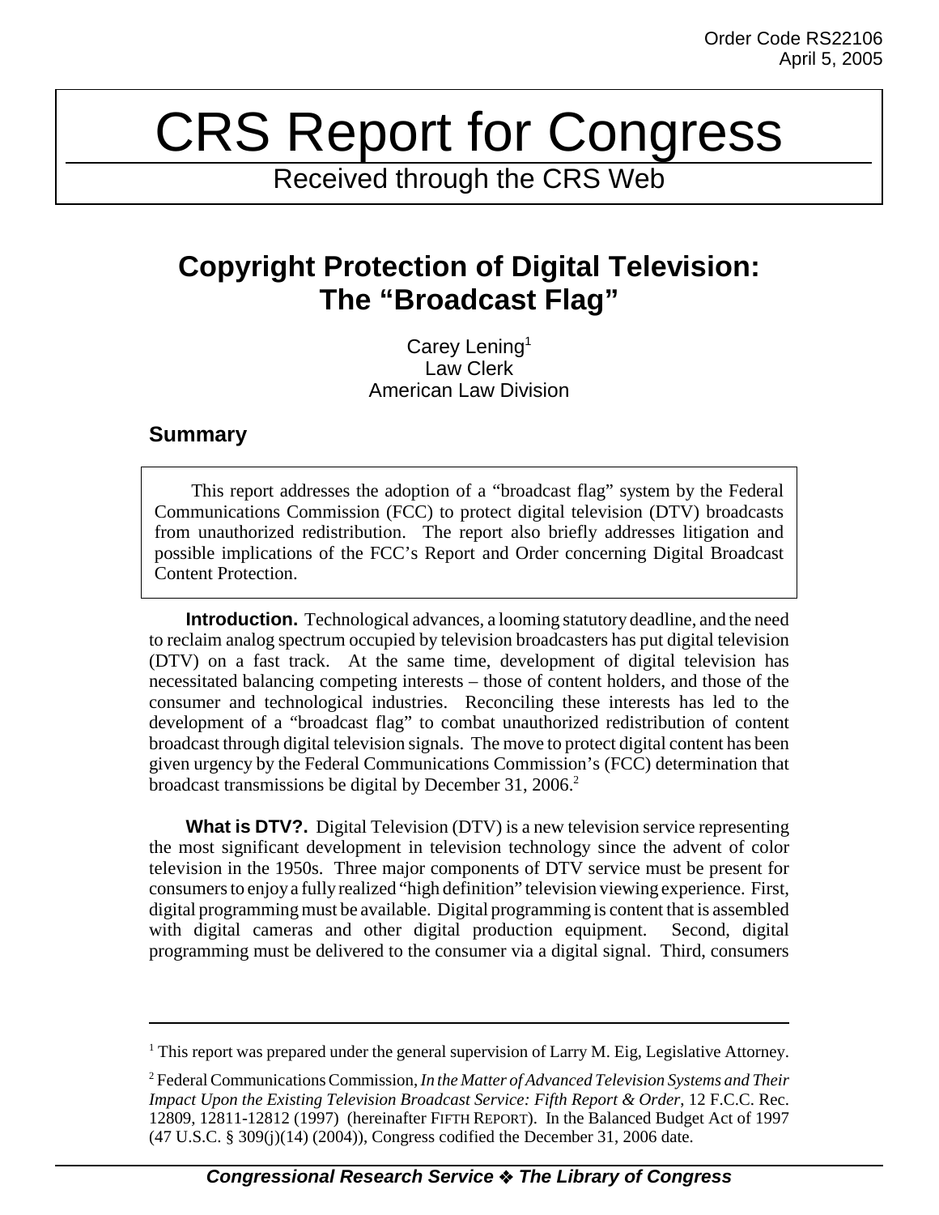Order Code RS22106
April 5, 2005

# CRS Report for Congress

Received through the CRS Web

## Copyright Protection of Digital Television: The "Broadcast Flag"

Carey Lening[1]
Law Clerk
American Law Division

### Summary

> This report addresses the adoption of a "broadcast flag" system by the Federal Communications Commission (FCC) to protect digital television (DTV) broadcasts from unauthorized redistribution. The report also briefly addresses litigation and possible implications of the FCC's Report and Order concerning Digital Broadcast Content Protection.

**Introduction.** Technological advances, a looming statutory deadline, and the need to reclaim analog spectrum occupied by television broadcasters has put digital television (DTV) on a fast track. At the same time, development of digital television has necessitated balancing competing interests – those of content holders, and those of the consumer and technological industries. Reconciling these interests has led to the development of a "broadcast flag" to combat unauthorized redistribution of content broadcast through digital television signals. The move to protect digital content has been given urgency by the Federal Communications Commission's (FCC) determination that broadcast transmissions be digital by December 31, 2006.[2]

**What is DTV?.** Digital Television (DTV) is a new television service representing the most significant development in television technology since the advent of color television in the 1950s. Three major components of DTV service must be present for consumers to enjoy a fully realized "high definition" television viewing experience. First, digital programming must be available. Digital programming is content that is assembled with digital cameras and other digital production equipment. Second, digital programming must be delivered to the consumer via a digital signal. Third, consumers

---

[1] This report was prepared under the general supervision of Larry M. Eig, Legislative Attorney.

[2] Federal Communications Commission, *In the Matter of Advanced Television Systems and Their Impact Upon the Existing Television Broadcast Service: Fifth Report & Order*, 12 F.C.C. Rec. 12809, 12811-12812 (1997) (hereinafter FIFTH REPORT). In the Balanced Budget Act of 1997 (47 U.S.C. § 309(j)(14) (2004)), Congress codified the December 31, 2006 date.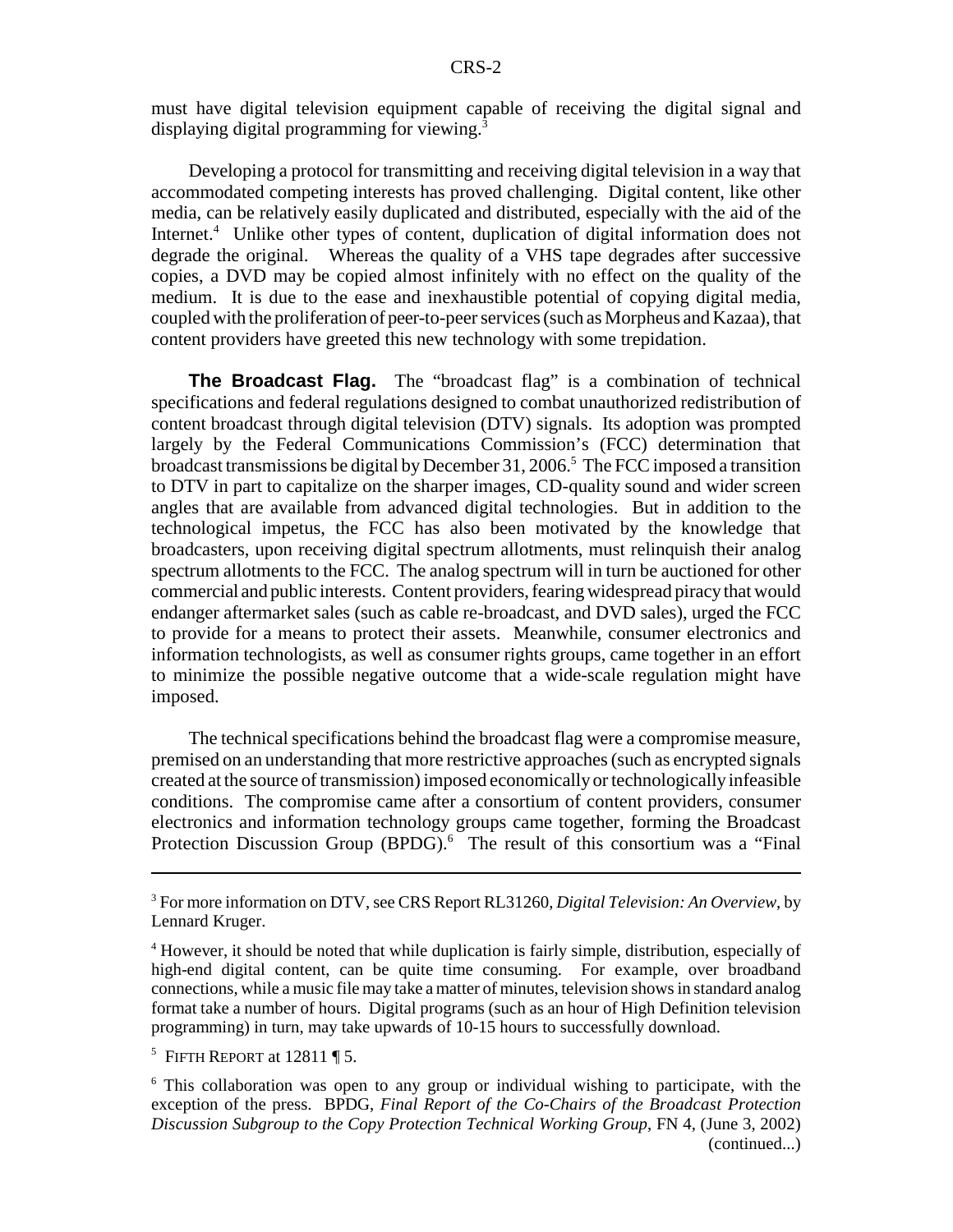must have digital television equipment capable of receiving the digital signal and displaying digital programming for viewing.[3]

Developing a protocol for transmitting and receiving digital television in a way that accommodated competing interests has proved challenging. Digital content, like other media, can be relatively easily duplicated and distributed, especially with the aid of the Internet.[4] Unlike other types of content, duplication of digital information does not degrade the original. Whereas the quality of a VHS tape degrades after successive copies, a DVD may be copied almost infinitely with no effect on the quality of the medium. It is due to the ease and inexhaustible potential of copying digital media, coupled with the proliferation of peer-to-peer services (such as Morpheus and Kazaa), that content providers have greeted this new technology with some trepidation.

**The Broadcast Flag.** The "broadcast flag" is a combination of technical specifications and federal regulations designed to combat unauthorized redistribution of content broadcast through digital television (DTV) signals. Its adoption was prompted largely by the Federal Communications Commission's (FCC) determination that broadcast transmissions be digital by December 31, 2006.[5] The FCC imposed a transition to DTV in part to capitalize on the sharper images, CD-quality sound and wider screen angles that are available from advanced digital technologies. But in addition to the technological impetus, the FCC has also been motivated by the knowledge that broadcasters, upon receiving digital spectrum allotments, must relinquish their analog spectrum allotments to the FCC. The analog spectrum will in turn be auctioned for other commercial and public interests. Content providers, fearing widespread piracy that would endanger aftermarket sales (such as cable re-broadcast, and DVD sales), urged the FCC to provide for a means to protect their assets. Meanwhile, consumer electronics and information technologists, as well as consumer rights groups, came together in an effort to minimize the possible negative outcome that a wide-scale regulation might have imposed.

The technical specifications behind the broadcast flag were a compromise measure, premised on an understanding that more restrictive approaches (such as encrypted signals created at the source of transmission) imposed economically or technologically infeasible conditions. The compromise came after a consortium of content providers, consumer electronics and information technology groups came together, forming the Broadcast Protection Discussion Group (BPDG).[6] The result of this consortium was a "Final

---

[3] For more information on DTV, see CRS Report RL31260, *Digital Television: An Overview*, by Lennard Kruger.

[4] However, it should be noted that while duplication is fairly simple, distribution, especially of high-end digital content, can be quite time consuming. For example, over broadband connections, while a music file may take a matter of minutes, television shows in standard analog format take a number of hours. Digital programs (such as an hour of High Definition television programming) in turn, may take upwards of 10-15 hours to successfully download.

[5] FIFTH REPORT at 12811 ¶ 5.

[6] This collaboration was open to any group or individual wishing to participate, with the exception of the press. BPDG, *Final Report of the Co-Chairs of the Broadcast Protection Discussion Subgroup to the Copy Protection Technical Working Group*, FN 4, (June 3, 2002) (continued...)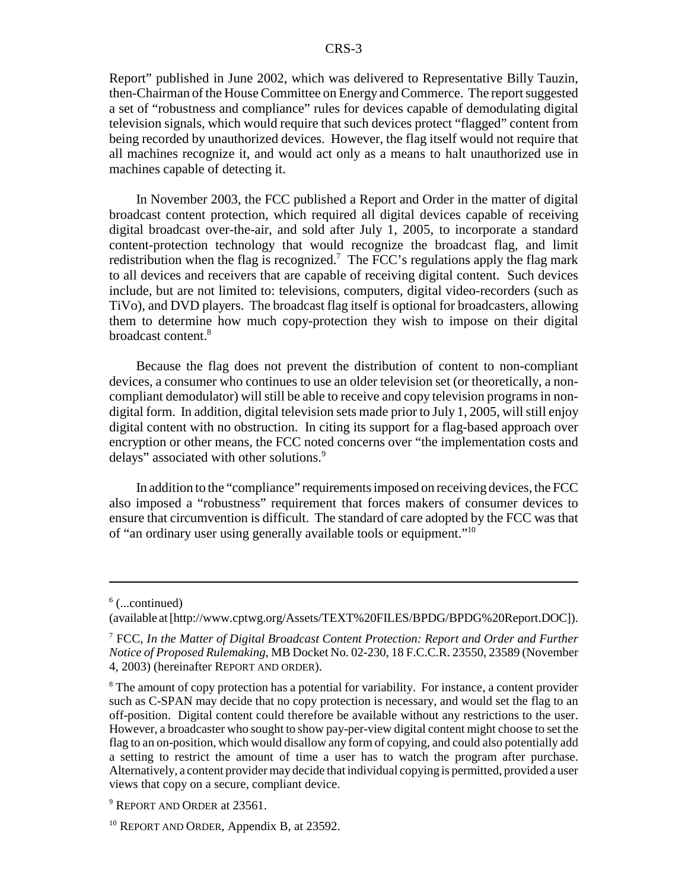Report" published in June 2002, which was delivered to Representative Billy Tauzin, then-Chairman of the House Committee on Energy and Commerce. The report suggested a set of "robustness and compliance" rules for devices capable of demodulating digital television signals, which would require that such devices protect "flagged" content from being recorded by unauthorized devices. However, the flag itself would not require that all machines recognize it, and would act only as a means to halt unauthorized use in machines capable of detecting it.

In November 2003, the FCC published a Report and Order in the matter of digital broadcast content protection, which required all digital devices capable of receiving digital broadcast over-the-air, and sold after July 1, 2005, to incorporate a standard content-protection technology that would recognize the broadcast flag, and limit redistribution when the flag is recognized.[7] The FCC's regulations apply the flag mark to all devices and receivers that are capable of receiving digital content. Such devices include, but are not limited to: televisions, computers, digital video-recorders (such as TiVo), and DVD players. The broadcast flag itself is optional for broadcasters, allowing them to determine how much copy-protection they wish to impose on their digital broadcast content.[8]

Because the flag does not prevent the distribution of content to non-compliant devices, a consumer who continues to use an older television set (or theoretically, a non-compliant demodulator) will still be able to receive and copy television programs in non-digital form. In addition, digital television sets made prior to July 1, 2005, will still enjoy digital content with no obstruction. In citing its support for a flag-based approach over encryption or other means, the FCC noted concerns over "the implementation costs and delays" associated with other solutions.[9]

In addition to the "compliance" requirements imposed on receiving devices, the FCC also imposed a "robustness" requirement that forces makers of consumer devices to ensure that circumvention is difficult. The standard of care adopted by the FCC was that of "an ordinary user using generally available tools or equipment."[10]

---

[6] (...continued)
(available at [http://www.cptwg.org/Assets/TEXT%20FILES/BPDG/BPDG%20Report.DOC]).

[7] FCC, *In the Matter of Digital Broadcast Content Protection: Report and Order and Further Notice of Proposed Rulemaking*, MB Docket No. 02-230, 18 F.C.C.R. 23550, 23589 (November 4, 2003) (hereinafter REPORT AND ORDER).

[8] The amount of copy protection has a potential for variability. For instance, a content provider such as C-SPAN may decide that no copy protection is necessary, and would set the flag to an off-position. Digital content could therefore be available without any restrictions to the user. However, a broadcaster who sought to show pay-per-view digital content might choose to set the flag to an on-position, which would disallow any form of copying, and could also potentially add a setting to restrict the amount of time a user has to watch the program after purchase. Alternatively, a content provider may decide that individual copying is permitted, provided a user views that copy on a secure, compliant device.

[9] REPORT AND ORDER at 23561.

[10] REPORT AND ORDER, Appendix B, at 23592.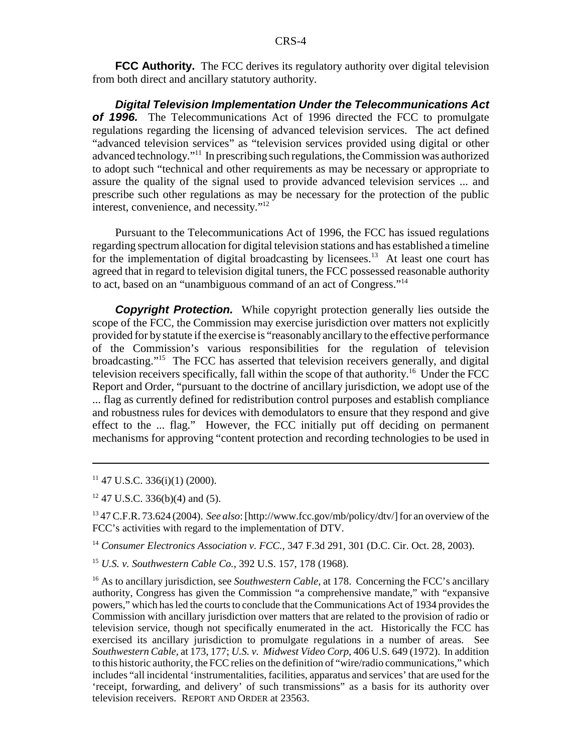**FCC Authority.** The FCC derives its regulatory authority over digital television from both direct and ancillary statutory authority.

***Digital Television Implementation Under the Telecommunications Act of 1996.*** The Telecommunications Act of 1996 directed the FCC to promulgate regulations regarding the licensing of advanced television services. The act defined "advanced television services" as "television services provided using digital or other advanced technology."[11] In prescribing such regulations, the Commission was authorized to adopt such "technical and other requirements as may be necessary or appropriate to assure the quality of the signal used to provide advanced television services ... and prescribe such other regulations as may be necessary for the protection of the public interest, convenience, and necessity."[12]

Pursuant to the Telecommunications Act of 1996, the FCC has issued regulations regarding spectrum allocation for digital television stations and has established a timeline for the implementation of digital broadcasting by licensees.[13] At least one court has agreed that in regard to television digital tuners, the FCC possessed reasonable authority to act, based on an "unambiguous command of an act of Congress."[14]

***Copyright Protection.*** While copyright protection generally lies outside the scope of the FCC, the Commission may exercise jurisdiction over matters not explicitly provided for by statute if the exercise is "reasonably ancillary to the effective performance of the Commission's various responsibilities for the regulation of television broadcasting."[15] The FCC has asserted that television receivers generally, and digital television receivers specifically, fall within the scope of that authority.[16] Under the FCC Report and Order, "pursuant to the doctrine of ancillary jurisdiction, we adopt use of the ... flag as currently defined for redistribution control purposes and establish compliance and robustness rules for devices with demodulators to ensure that they respond and give effect to the ... flag." However, the FCC initially put off deciding on permanent mechanisms for approving "content protection and recording technologies to be used in

---

[11] 47 U.S.C. 336(i)(1) (2000).

[12] 47 U.S.C. 336(b)(4) and (5).

[13] 47 C.F.R. 73.624 (2004). *See also*: [http://www.fcc.gov/mb/policy/dtv/] for an overview of the FCC's activities with regard to the implementation of DTV.

[14] *Consumer Electronics Association v. FCC.*, 347 F.3d 291, 301 (D.C. Cir. Oct. 28, 2003).

[15] *U.S. v. Southwestern Cable Co.*, 392 U.S. 157, 178 (1968).

[16] As to ancillary jurisdiction, see *Southwestern Cable*, at 178. Concerning the FCC's ancillary authority, Congress has given the Commission "a comprehensive mandate," with "expansive powers," which has led the courts to conclude that the Communications Act of 1934 provides the Commission with ancillary jurisdiction over matters that are related to the provision of radio or television service, though not specifically enumerated in the act. Historically the FCC has exercised its ancillary jurisdiction to promulgate regulations in a number of areas. See *Southwestern Cable*, at 173, 177; *U.S. v. Midwest Video Corp*, 406 U.S. 649 (1972). In addition to this historic authority, the FCC relies on the definition of "wire/radio communications," which includes "all incidental 'instrumentalities, facilities, apparatus and services' that are used for the 'receipt, forwarding, and delivery' of such transmissions" as a basis for its authority over television receivers. REPORT AND ORDER at 23563.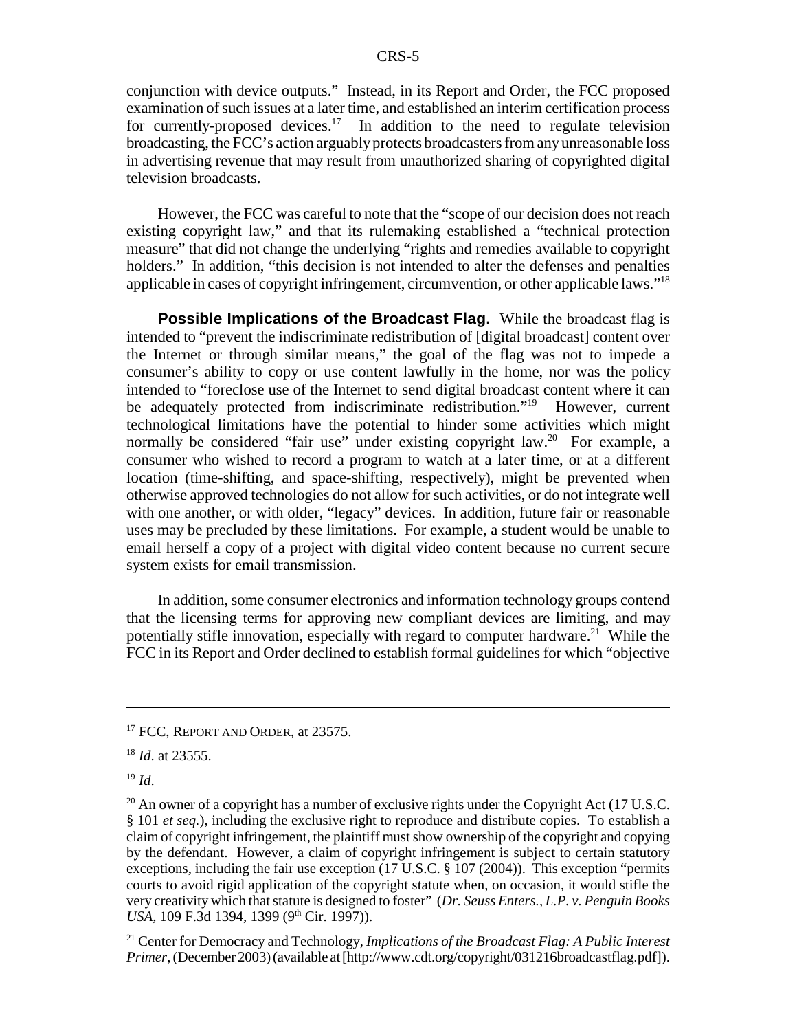conjunction with device outputs." Instead, in its Report and Order, the FCC proposed examination of such issues at a later time, and established an interim certification process for currently-proposed devices.[17] In addition to the need to regulate television broadcasting, the FCC's action arguably protects broadcasters from any unreasonable loss in advertising revenue that may result from unauthorized sharing of copyrighted digital television broadcasts.

However, the FCC was careful to note that the "scope of our decision does not reach existing copyright law," and that its rulemaking established a "technical protection measure" that did not change the underlying "rights and remedies available to copyright holders." In addition, "this decision is not intended to alter the defenses and penalties applicable in cases of copyright infringement, circumvention, or other applicable laws."[18]

**Possible Implications of the Broadcast Flag.** While the broadcast flag is intended to "prevent the indiscriminate redistribution of [digital broadcast] content over the Internet or through similar means," the goal of the flag was not to impede a consumer's ability to copy or use content lawfully in the home, nor was the policy intended to "foreclose use of the Internet to send digital broadcast content where it can be adequately protected from indiscriminate redistribution."[19] However, current technological limitations have the potential to hinder some activities which might normally be considered "fair use" under existing copyright law.[20] For example, a consumer who wished to record a program to watch at a later time, or at a different location (time-shifting, and space-shifting, respectively), might be prevented when otherwise approved technologies do not allow for such activities, or do not integrate well with one another, or with older, "legacy" devices. In addition, future fair or reasonable uses may be precluded by these limitations. For example, a student would be unable to email herself a copy of a project with digital video content because no current secure system exists for email transmission.

In addition, some consumer electronics and information technology groups contend that the licensing terms for approving new compliant devices are limiting, and may potentially stifle innovation, especially with regard to computer hardware.[21] While the FCC in its Report and Order declined to establish formal guidelines for which "objective

---

[17] FCC, REPORT AND ORDER, at 23575.

[18] *Id*. at 23555.

[19] *Id*.

[20] An owner of a copyright has a number of exclusive rights under the Copyright Act (17 U.S.C. § 101 *et seq.*), including the exclusive right to reproduce and distribute copies. To establish a claim of copyright infringement, the plaintiff must show ownership of the copyright and copying by the defendant. However, a claim of copyright infringement is subject to certain statutory exceptions, including the fair use exception (17 U.S.C. § 107 (2004)). This exception "permits courts to avoid rigid application of the copyright statute when, on occasion, it would stifle the very creativity which that statute is designed to foster" (*Dr. Seuss Enters., L.P. v. Penguin Books USA*, 109 F.3d 1394, 1399 (9th Cir. 1997)).

[21] Center for Democracy and Technology, *Implications of the Broadcast Flag: A Public Interest Primer*, (December 2003) (available at [http://www.cdt.org/copyright/031216broadcastflag.pdf]).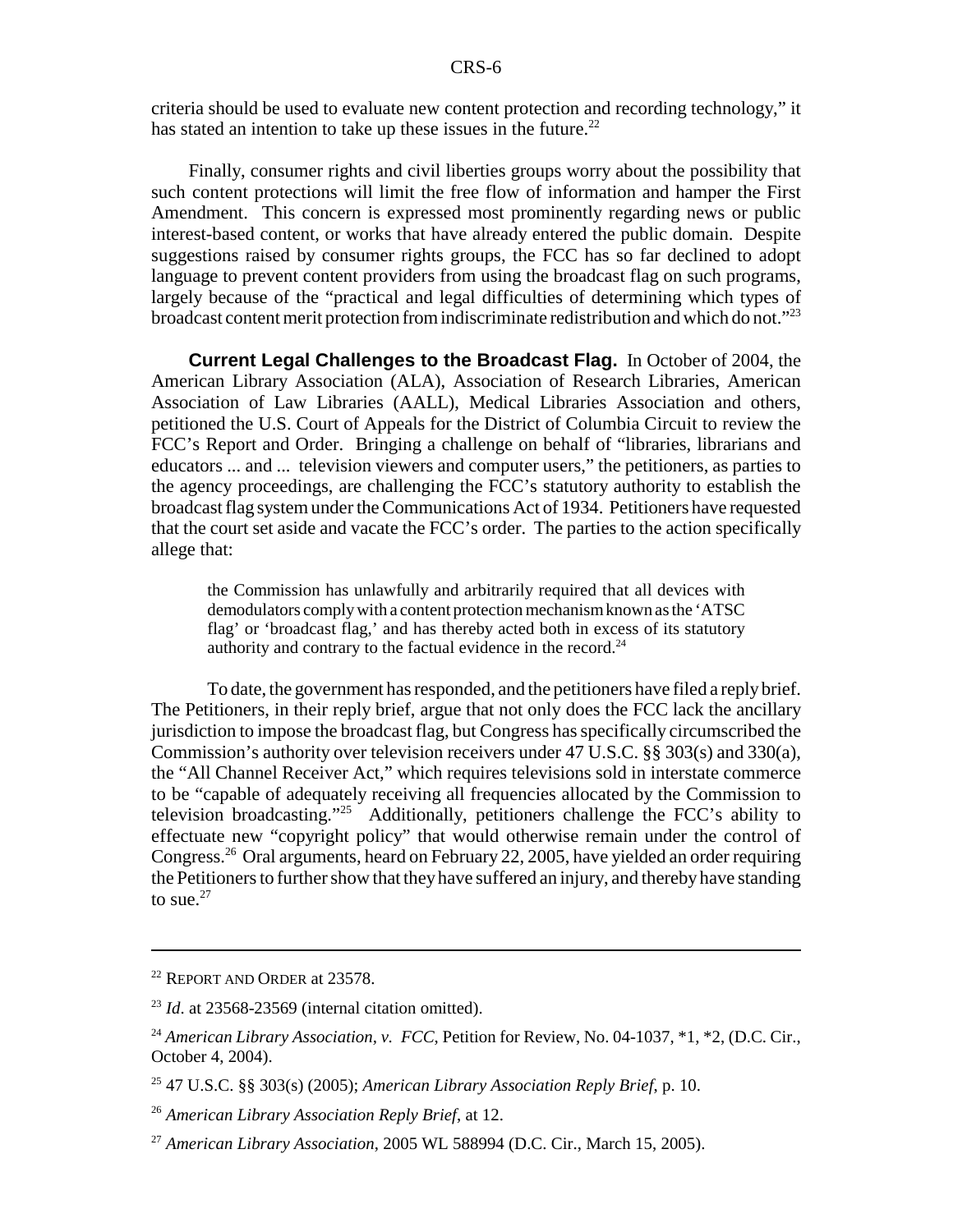criteria should be used to evaluate new content protection and recording technology," it has stated an intention to take up these issues in the future.[22]

Finally, consumer rights and civil liberties groups worry about the possibility that such content protections will limit the free flow of information and hamper the First Amendment. This concern is expressed most prominently regarding news or public interest-based content, or works that have already entered the public domain. Despite suggestions raised by consumer rights groups, the FCC has so far declined to adopt language to prevent content providers from using the broadcast flag on such programs, largely because of the "practical and legal difficulties of determining which types of broadcast content merit protection from indiscriminate redistribution and which do not."[23]

**Current Legal Challenges to the Broadcast Flag.** In October of 2004, the American Library Association (ALA), Association of Research Libraries, American Association of Law Libraries (AALL), Medical Libraries Association and others, petitioned the U.S. Court of Appeals for the District of Columbia Circuit to review the FCC's Report and Order. Bringing a challenge on behalf of "libraries, librarians and educators ... and ... television viewers and computer users," the petitioners, as parties to the agency proceedings, are challenging the FCC's statutory authority to establish the broadcast flag system under the Communications Act of 1934. Petitioners have requested that the court set aside and vacate the FCC's order. The parties to the action specifically allege that:

> the Commission has unlawfully and arbitrarily required that all devices with demodulators comply with a content protection mechanism known as the 'ATSC flag' or 'broadcast flag,' and has thereby acted both in excess of its statutory authority and contrary to the factual evidence in the record.[24]

To date, the government has responded, and the petitioners have filed a reply brief. The Petitioners, in their reply brief, argue that not only does the FCC lack the ancillary jurisdiction to impose the broadcast flag, but Congress has specifically circumscribed the Commission's authority over television receivers under 47 U.S.C. §§ 303(s) and 330(a), the "All Channel Receiver Act," which requires televisions sold in interstate commerce to be "capable of adequately receiving all frequencies allocated by the Commission to television broadcasting."[25] Additionally, petitioners challenge the FCC's ability to effectuate new "copyright policy" that would otherwise remain under the control of Congress.[26] Oral arguments, heard on February 22, 2005, have yielded an order requiring the Petitioners to further show that they have suffered an injury, and thereby have standing to sue.[27]

---

[22] REPORT AND ORDER at 23578.

[23] *Id*. at 23568-23569 (internal citation omitted).

[24] *American Library Association, v. FCC*, Petition for Review, No. 04-1037, *1, *2, (D.C. Cir., October 4, 2004).

[25] 47 U.S.C. §§ 303(s) (2005); *American Library Association Reply Brief*, p. 10.

[26] *American Library Association Reply Brief*, at 12.

[27] *American Library Association*, 2005 WL 588994 (D.C. Cir., March 15, 2005).